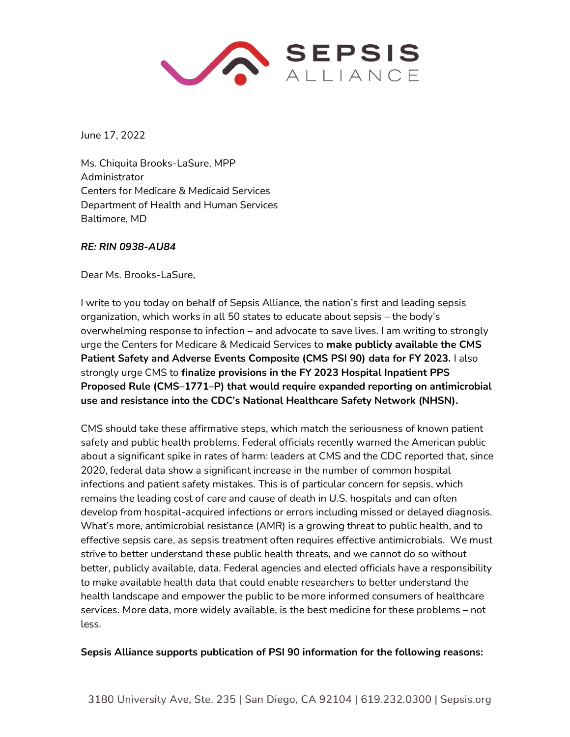SEPSIS ALLIANCE

June 17, 2022

Ms. Chiquita Brooks-LaSure, MPP
Administrator
Centers for Medicare & Medicaid Services
Department of Health and Human Services
Baltimore, MD

***RE: RIN 0938-AU84***

Dear Ms. Brooks-LaSure,

I write to you today on behalf of Sepsis Alliance, the nation's first and leading sepsis organization, which works in all 50 states to educate about sepsis – the body's overwhelming response to infection – and advocate to save lives. I am writing to strongly urge the Centers for Medicare & Medicaid Services to **make publicly available the CMS Patient Safety and Adverse Events Composite (CMS PSI 90) data for FY 2023.** I also strongly urge CMS to **finalize provisions in the FY 2023 Hospital Inpatient PPS Proposed Rule (CMS–1771–P) that would require expanded reporting on antimicrobial use and resistance into the CDC's National Healthcare Safety Network (NHSN).**

CMS should take these affirmative steps, which match the seriousness of known patient safety and public health problems. Federal officials recently warned the American public about a significant spike in rates of harm: leaders at CMS and the CDC reported that, since 2020, federal data show a significant increase in the number of common hospital infections and patient safety mistakes. This is of particular concern for sepsis, which remains the leading cost of care and cause of death in U.S. hospitals and can often develop from hospital-acquired infections or errors including missed or delayed diagnosis. What's more, antimicrobial resistance (AMR) is a growing threat to public health, and to effective sepsis care, as sepsis treatment often requires effective antimicrobials. We must strive to better understand these public health threats, and we cannot do so without better, publicly available, data. Federal agencies and elected officials have a responsibility to make available health data that could enable researchers to better understand the health landscape and empower the public to be more informed consumers of healthcare services. More data, more widely available, is the best medicine for these problems – not less.

**Sepsis Alliance supports publication of PSI 90 information for the following reasons:**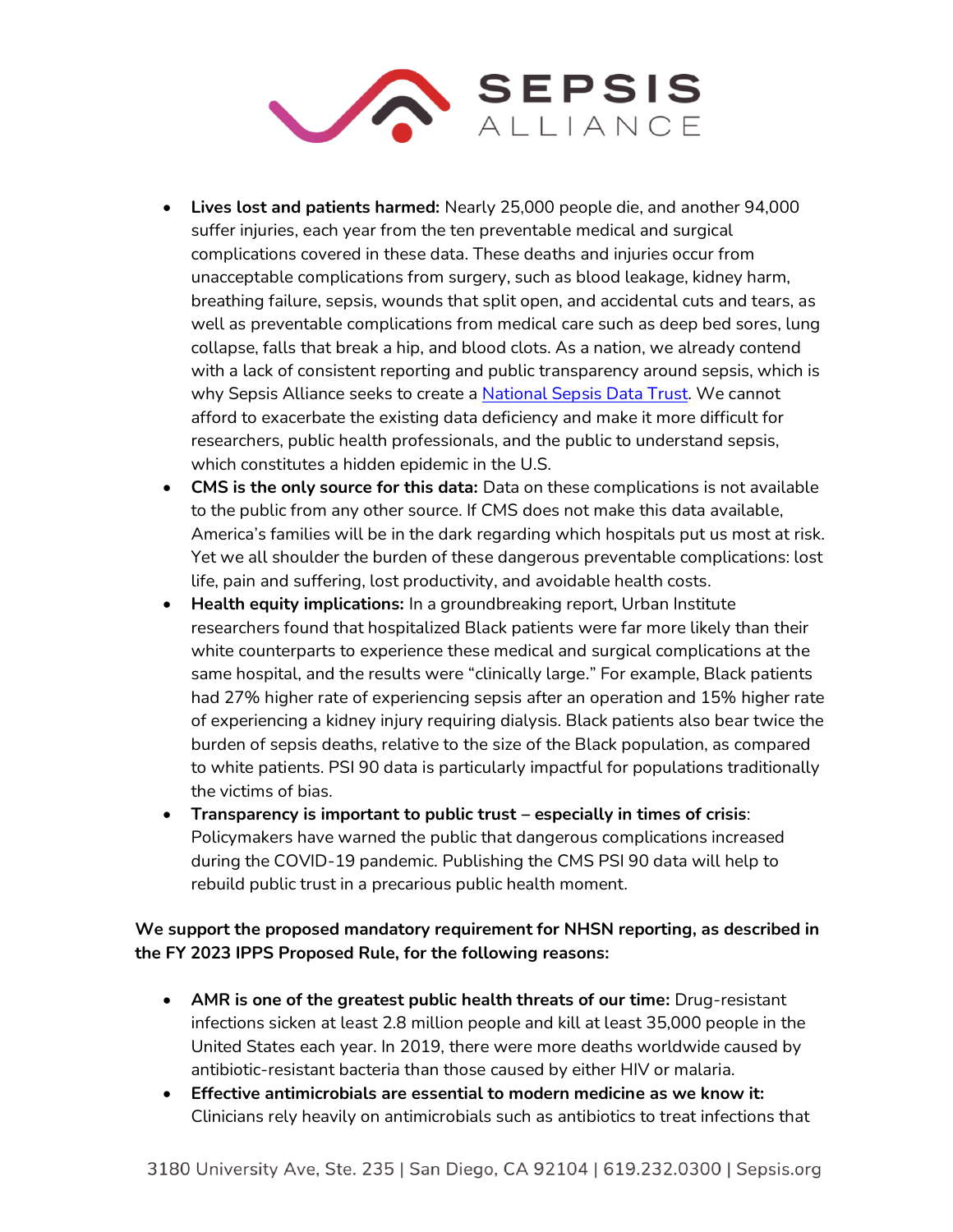- **Lives lost and patients harmed:** Nearly 25,000 people die, and another 94,000 suffer injuries, each year from the ten preventable medical and surgical complications covered in these data. These deaths and injuries occur from unacceptable complications from surgery, such as blood leakage, kidney harm, breathing failure, sepsis, wounds that split open, and accidental cuts and tears, as well as preventable complications from medical care such as deep bed sores, lung collapse, falls that break a hip, and blood clots. As a nation, we already contend with a lack of consistent reporting and public transparency around sepsis, which is why Sepsis Alliance seeks to create a [National Sepsis Data Trust](). We cannot afford to exacerbate the existing data deficiency and make it more difficult for researchers, public health professionals, and the public to understand sepsis, which constitutes a hidden epidemic in the U.S.
- **CMS is the only source for this data:** Data on these complications is not available to the public from any other source. If CMS does not make this data available, America's families will be in the dark regarding which hospitals put us most at risk. Yet we all shoulder the burden of these dangerous preventable complications: lost life, pain and suffering, lost productivity, and avoidable health costs.
- **Health equity implications:** In a groundbreaking report, Urban Institute researchers found that hospitalized Black patients were far more likely than their white counterparts to experience these medical and surgical complications at the same hospital, and the results were "clinically large." For example, Black patients had 27% higher rate of experiencing sepsis after an operation and 15% higher rate of experiencing a kidney injury requiring dialysis. Black patients also bear twice the burden of sepsis deaths, relative to the size of the Black population, as compared to white patients. PSI 90 data is particularly impactful for populations traditionally the victims of bias.
- **Transparency is important to public trust – especially in times of crisis**: Policymakers have warned the public that dangerous complications increased during the COVID-19 pandemic. Publishing the CMS PSI 90 data will help to rebuild public trust in a precarious public health moment.

**We support the proposed mandatory requirement for NHSN reporting, as described in the FY 2023 IPPS Proposed Rule, for the following reasons:**

- **AMR is one of the greatest public health threats of our time:** Drug-resistant infections sicken at least 2.8 million people and kill at least 35,000 people in the United States each year. In 2019, there were more deaths worldwide caused by antibiotic-resistant bacteria than those caused by either HIV or malaria.
- **Effective antimicrobials are essential to modern medicine as we know it:** Clinicians rely heavily on antimicrobials such as antibiotics to treat infections that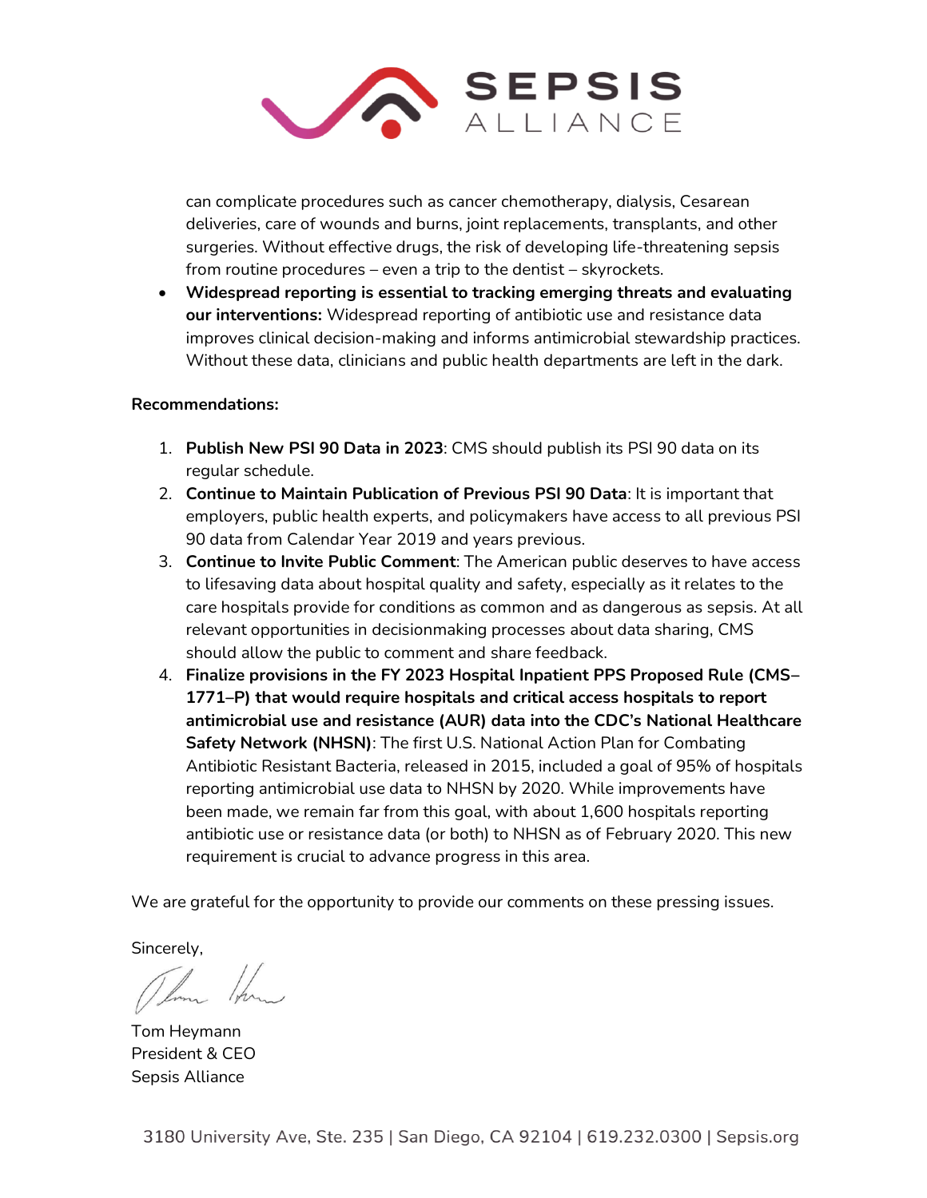can complicate procedures such as cancer chemotherapy, dialysis, Cesarean deliveries, care of wounds and burns, joint replacements, transplants, and other surgeries. Without effective drugs, the risk of developing life-threatening sepsis from routine procedures – even a trip to the dentist – skyrockets.

- **Widespread reporting is essential to tracking emerging threats and evaluating our interventions:** Widespread reporting of antibiotic use and resistance data improves clinical decision-making and informs antimicrobial stewardship practices. Without these data, clinicians and public health departments are left in the dark.

**Recommendations:**

1. **Publish New PSI 90 Data in 2023**: CMS should publish its PSI 90 data on its regular schedule.
2. **Continue to Maintain Publication of Previous PSI 90 Data**: It is important that employers, public health experts, and policymakers have access to all previous PSI 90 data from Calendar Year 2019 and years previous.
3. **Continue to Invite Public Comment**: The American public deserves to have access to lifesaving data about hospital quality and safety, especially as it relates to the care hospitals provide for conditions as common and as dangerous as sepsis. At all relevant opportunities in decisionmaking processes about data sharing, CMS should allow the public to comment and share feedback.
4. **Finalize provisions in the FY 2023 Hospital Inpatient PPS Proposed Rule (CMS–1771–P) that would require hospitals and critical access hospitals to report antimicrobial use and resistance (AUR) data into the CDC's National Healthcare Safety Network (NHSN)**: The first U.S. National Action Plan for Combating Antibiotic Resistant Bacteria, released in 2015, included a goal of 95% of hospitals reporting antimicrobial use data to NHSN by 2020. While improvements have been made, we remain far from this goal, with about 1,600 hospitals reporting antibiotic use or resistance data (or both) to NHSN as of February 2020. This new requirement is crucial to advance progress in this area.

We are grateful for the opportunity to provide our comments on these pressing issues.

Sincerely,

Tom Heymann
President & CEO
Sepsis Alliance

3180 University Ave, Ste. 235 | San Diego, CA 92104 | 619.232.0300 | Sepsis.org